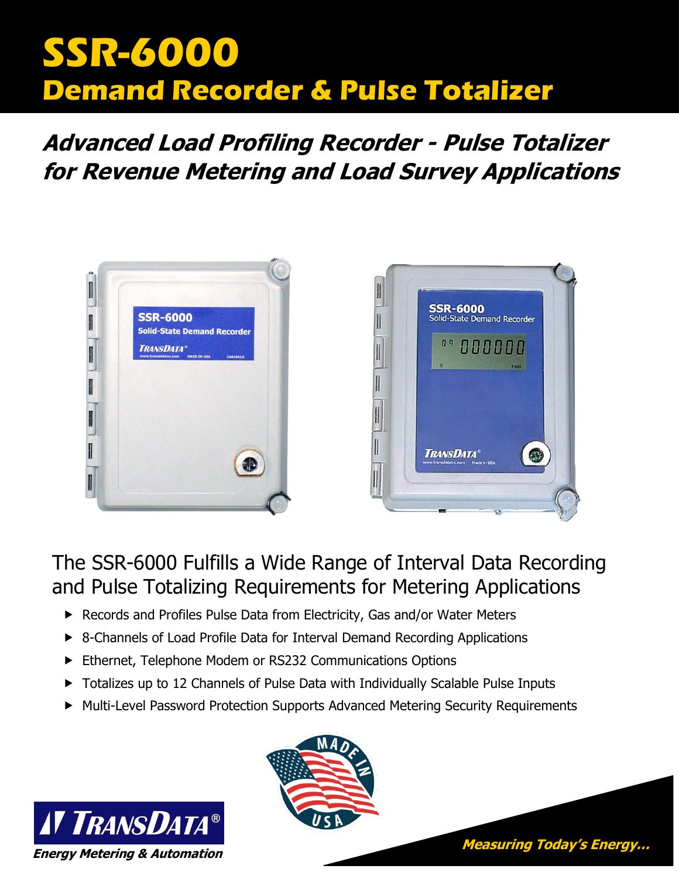# SSR-6000

## Demand Recorder & Pulse Totalizer

### *Advanced Load Profiling Recorder - Pulse Totalizer for Revenue Metering and Load Survey Applications*

## The SSR-6000 Fulfills a Wide Range of Interval Data Recording and Pulse Totalizing Requirements for Metering Applications

- Records and Profiles Pulse Data from Electricity, Gas and/or Water Meters
- 8-Channels of Load Profile Data for Interval Demand Recording Applications
- Ethernet, Telephone Modem or RS232 Communications Options
- Totalizes up to 12 Channels of Pulse Data with Individually Scalable Pulse Inputs
- Multi-Level Password Protection Supports Advanced Metering Security Requirements

TRANSDATA®

***Energy Metering & Automation***

***Measuring Today's Energy...***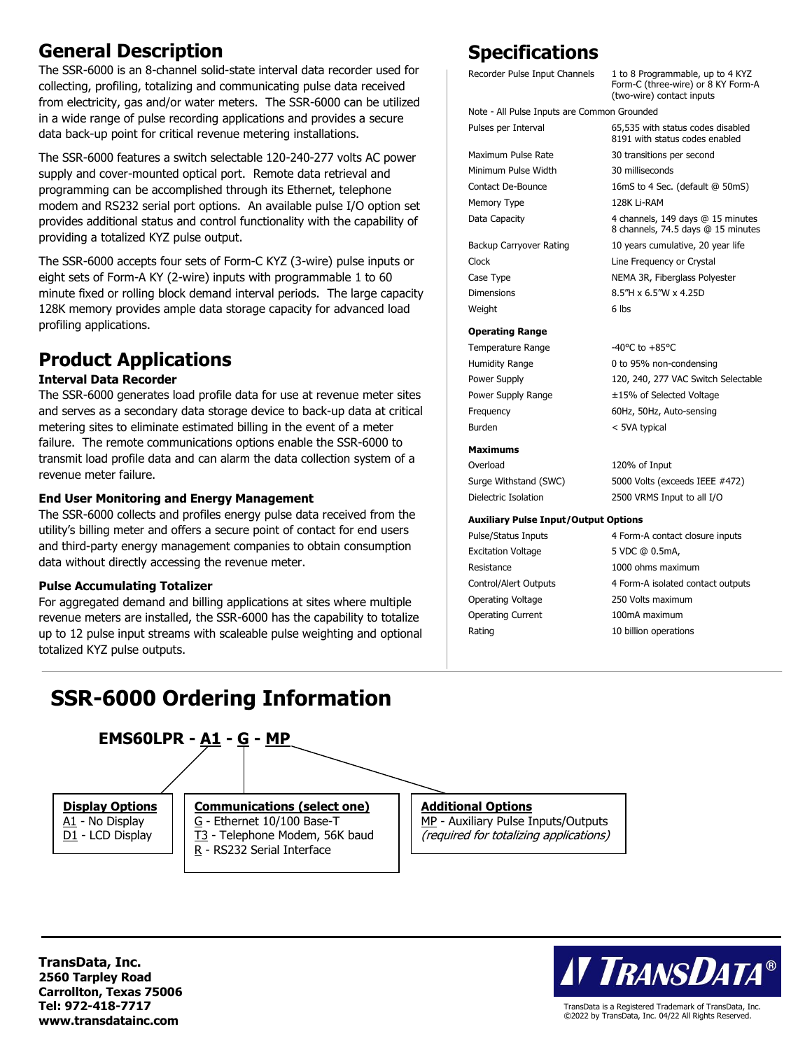## General Description

The SSR-6000 is an 8-channel solid-state interval data recorder used for collecting, profiling, totalizing and communicating pulse data received from electricity, gas and/or water meters. The SSR-6000 can be utilized in a wide range of pulse recording applications and provides a secure data back-up point for critical revenue metering installations.

The SSR-6000 features a switch selectable 120-240-277 volts AC power supply and cover-mounted optical port. Remote data retrieval and programming can be accomplished through its Ethernet, telephone modem and RS232 serial port options. An available pulse I/O option set provides additional status and control functionality with the capability of providing a totalized KYZ pulse output.

The SSR-6000 accepts four sets of Form-C KYZ (3-wire) pulse inputs or eight sets of Form-A KY (2-wire) inputs with programmable 1 to 60 minute fixed or rolling block demand interval periods. The large capacity 128K memory provides ample data storage capacity for advanced load profiling applications.

## Product Applications

### Interval Data Recorder

The SSR-6000 generates load profile data for use at revenue meter sites and serves as a secondary data storage device to back-up data at critical metering sites to eliminate estimated billing in the event of a meter failure. The remote communications options enable the SSR-6000 to transmit load profile data and can alarm the data collection system of a revenue meter failure.

### End User Monitoring and Energy Management

The SSR-6000 collects and profiles energy pulse data received from the utility's billing meter and offers a secure point of contact for end users and third-party energy management companies to obtain consumption data without directly accessing the revenue meter.

### Pulse Accumulating Totalizer

For aggregated demand and billing applications at sites where multiple revenue meters are installed, the SSR-6000 has the capability to totalize up to 12 pulse input streams with scaleable pulse weighting and optional totalized KYZ pulse outputs.

## Specifications

| | |
|---|---|
| Recorder Pulse Input Channels | 1 to 8 Programmable, up to 4 KYZ Form-C (three-wire) or 8 KY Form-A (two-wire) contact inputs |
| Note - All Pulse Inputs are Common Grounded | |
| Pulses per Interval | 65,535 with status codes disabled<br>8191 with status codes enabled |
| Maximum Pulse Rate | 30 transitions per second |
| Minimum Pulse Width | 30 milliseconds |
| Contact De-Bounce | 16mS to 4 Sec. (default @ 50mS) |
| Memory Type | 128K Li-RAM |
| Data Capacity | 4 channels, 149 days @ 15 minutes<br>8 channels, 74.5 days @ 15 minutes |
| Backup Carryover Rating | 10 years cumulative, 20 year life |
| Clock | Line Frequency or Crystal |
| Case Type | NEMA 3R, Fiberglass Polyester |
| Dimensions | 8.5"H x 6.5"W x 4.25D |
| Weight | 6 lbs |
| **Operating Range** | |
| Temperature Range | -40°C to +85°C |
| Humidity Range | 0 to 95% non-condensing |
| Power Supply | 120, 240, 277 VAC Switch Selectable |
| Power Supply Range | ±15% of Selected Voltage |
| Frequency | 60Hz, 50Hz, Auto-sensing |
| Burden | < 5VA typical |
| **Maximums** | |
| Overload | 120% of Input |
| Surge Withstand (SWC) | 5000 Volts (exceeds IEEE #472) |
| Dielectric Isolation | 2500 VRMS Input to all I/O |
| **Auxiliary Pulse Input/Output Options** | |
| Pulse/Status Inputs | 4 Form-A contact closure inputs |
| Excitation Voltage | 5 VDC @ 0.5mA, |
| Resistance | 1000 ohms maximum |
| Control/Alert Outputs | 4 Form-A isolated contact outputs |
| Operating Voltage | 250 Volts maximum |
| Operating Current | 100mA maximum |
| Rating | 10 billion operations |

## SSR-6000 Ordering Information

**EMS60LPR - A1 - G - MP**

**Display Options**
- A1 - No Display
- D1 - LCD Display

**Communications (select one)**
- G - Ethernet 10/100 Base-T
- T3 - Telephone Modem, 56K baud
- R - RS232 Serial Interface

**Additional Options**
- MP - Auxiliary Pulse Inputs/Outputs *(required for totalizing applications)*

**TransData, Inc.**
**2560 Tarpley Road**
**Carrollton, Texas 75006**
**Tel: 972-418-7717**
**www.transdatainc.com**

TRANSDATA®

TransData is a Registered Trademark of TransData, Inc.
©2022 by TransData, Inc. 04/22 All Rights Reserved.